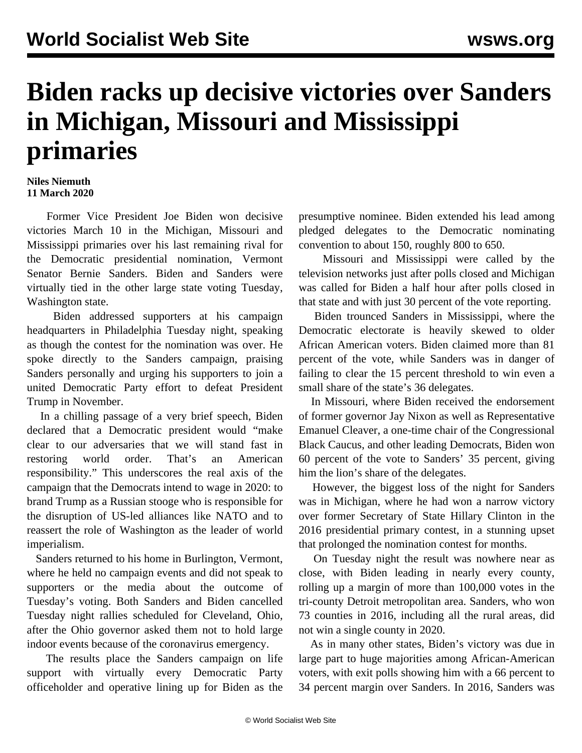# Biden racks up decisive victories over Sanders in Michigan, Missouri and Mississippi primaries

**Niles Niemuth**
**11 March 2020**

Former Vice President Joe Biden won decisive victories March 10 in the Michigan, Missouri and Mississippi primaries over his last remaining rival for the Democratic presidential nomination, Vermont Senator Bernie Sanders. Biden and Sanders were virtually tied in the other large state voting Tuesday, Washington state.

Biden addressed supporters at his campaign headquarters in Philadelphia Tuesday night, speaking as though the contest for the nomination was over. He spoke directly to the Sanders campaign, praising Sanders personally and urging his supporters to join a united Democratic Party effort to defeat President Trump in November.

In a chilling passage of a very brief speech, Biden declared that a Democratic president would "make clear to our adversaries that we will stand fast in restoring world order. That's an American responsibility." This underscores the real axis of the campaign that the Democrats intend to wage in 2020: to brand Trump as a Russian stooge who is responsible for the disruption of US-led alliances like NATO and to reassert the role of Washington as the leader of world imperialism.

Sanders returned to his home in Burlington, Vermont, where he held no campaign events and did not speak to supporters or the media about the outcome of Tuesday's voting. Both Sanders and Biden cancelled Tuesday night rallies scheduled for Cleveland, Ohio, after the Ohio governor asked them not to hold large indoor events because of the coronavirus emergency.

The results place the Sanders campaign on life support with virtually every Democratic Party officeholder and operative lining up for Biden as the presumptive nominee. Biden extended his lead among pledged delegates to the Democratic nominating convention to about 150, roughly 800 to 650.

Missouri and Mississippi were called by the television networks just after polls closed and Michigan was called for Biden a half hour after polls closed in that state and with just 30 percent of the vote reporting.

Biden trounced Sanders in Mississippi, where the Democratic electorate is heavily skewed to older African American voters. Biden claimed more than 81 percent of the vote, while Sanders was in danger of failing to clear the 15 percent threshold to win even a small share of the state's 36 delegates.

In Missouri, where Biden received the endorsement of former governor Jay Nixon as well as Representative Emanuel Cleaver, a one-time chair of the Congressional Black Caucus, and other leading Democrats, Biden won 60 percent of the vote to Sanders' 35 percent, giving him the lion's share of the delegates.

However, the biggest loss of the night for Sanders was in Michigan, where he had won a narrow victory over former Secretary of State Hillary Clinton in the 2016 presidential primary contest, in a stunning upset that prolonged the nomination contest for months.

On Tuesday night the result was nowhere near as close, with Biden leading in nearly every county, rolling up a margin of more than 100,000 votes in the tri-county Detroit metropolitan area. Sanders, who won 73 counties in 2016, including all the rural areas, did not win a single county in 2020.

As in many other states, Biden's victory was due in large part to huge majorities among African-American voters, with exit polls showing him with a 66 percent to 34 percent margin over Sanders. In 2016, Sanders was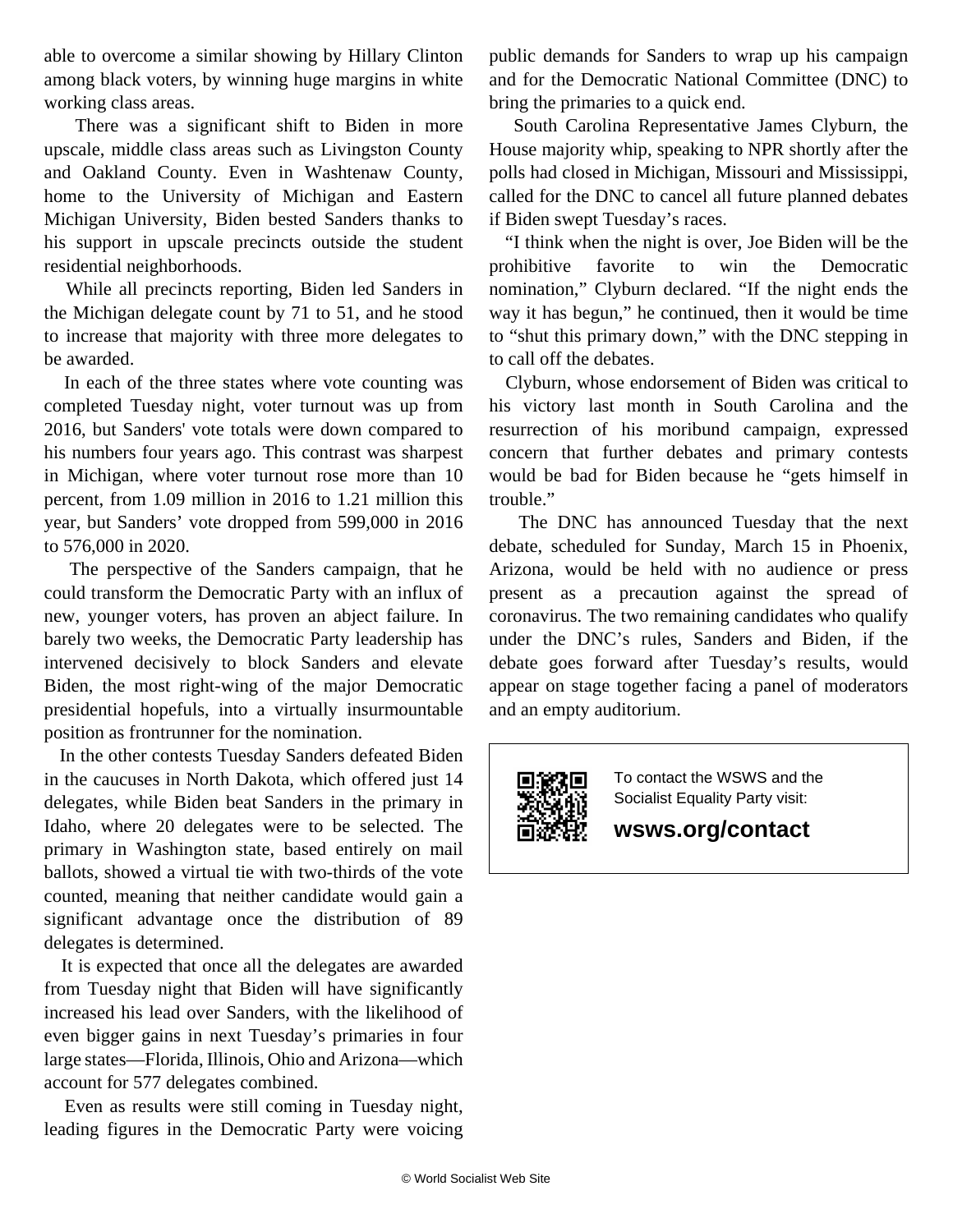able to overcome a similar showing by Hillary Clinton among black voters, by winning huge margins in white working class areas.

There was a significant shift to Biden in more upscale, middle class areas such as Livingston County and Oakland County. Even in Washtenaw County, home to the University of Michigan and Eastern Michigan University, Biden bested Sanders thanks to his support in upscale precincts outside the student residential neighborhoods.

While all precincts reporting, Biden led Sanders in the Michigan delegate count by 71 to 51, and he stood to increase that majority with three more delegates to be awarded.

In each of the three states where vote counting was completed Tuesday night, voter turnout was up from 2016, but Sanders' vote totals were down compared to his numbers four years ago. This contrast was sharpest in Michigan, where voter turnout rose more than 10 percent, from 1.09 million in 2016 to 1.21 million this year, but Sanders' vote dropped from 599,000 in 2016 to 576,000 in 2020.

The perspective of the Sanders campaign, that he could transform the Democratic Party with an influx of new, younger voters, has proven an abject failure. In barely two weeks, the Democratic Party leadership has intervened decisively to block Sanders and elevate Biden, the most right-wing of the major Democratic presidential hopefuls, into a virtually insurmountable position as frontrunner for the nomination.

In the other contests Tuesday Sanders defeated Biden in the caucuses in North Dakota, which offered just 14 delegates, while Biden beat Sanders in the primary in Idaho, where 20 delegates were to be selected. The primary in Washington state, based entirely on mail ballots, showed a virtual tie with two-thirds of the vote counted, meaning that neither candidate would gain a significant advantage once the distribution of 89 delegates is determined.

It is expected that once all the delegates are awarded from Tuesday night that Biden will have significantly increased his lead over Sanders, with the likelihood of even bigger gains in next Tuesday's primaries in four large states—Florida, Illinois, Ohio and Arizona—which account for 577 delegates combined.

Even as results were still coming in Tuesday night, leading figures in the Democratic Party were voicing public demands for Sanders to wrap up his campaign and for the Democratic National Committee (DNC) to bring the primaries to a quick end.

South Carolina Representative James Clyburn, the House majority whip, speaking to NPR shortly after the polls had closed in Michigan, Missouri and Mississippi, called for the DNC to cancel all future planned debates if Biden swept Tuesday's races.

"I think when the night is over, Joe Biden will be the prohibitive favorite to win the Democratic nomination," Clyburn declared. "If the night ends the way it has begun," he continued, then it would be time to "shut this primary down," with the DNC stepping in to call off the debates.

Clyburn, whose endorsement of Biden was critical to his victory last month in South Carolina and the resurrection of his moribund campaign, expressed concern that further debates and primary contests would be bad for Biden because he "gets himself in trouble."

The DNC has announced Tuesday that the next debate, scheduled for Sunday, March 15 in Phoenix, Arizona, would be held with no audience or press present as a precaution against the spread of coronavirus. The two remaining candidates who qualify under the DNC's rules, Sanders and Biden, if the debate goes forward after Tuesday's results, would appear on stage together facing a panel of moderators and an empty auditorium.

To contact the WSWS and the Socialist Equality Party visit:

**wsws.org/contact**